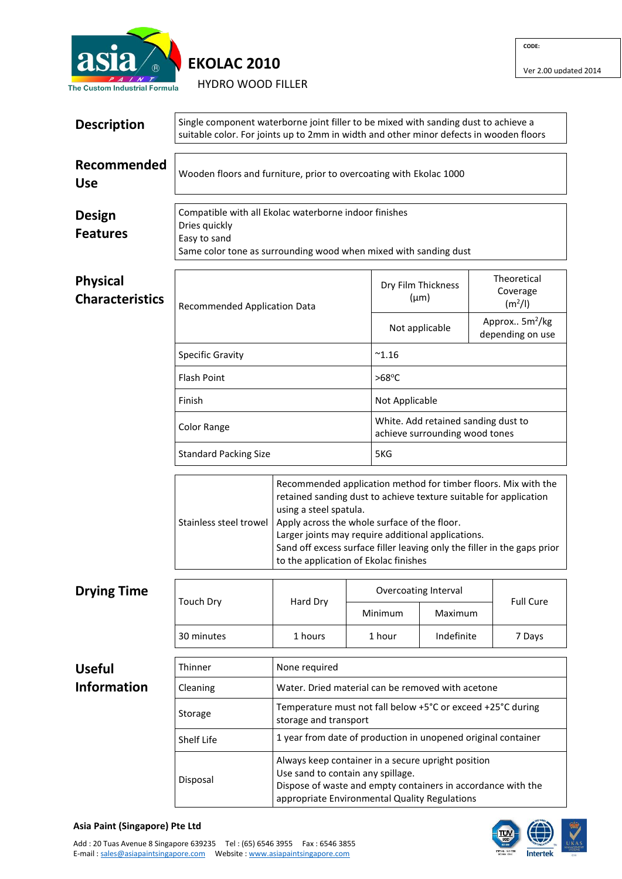asia PAINT
The Custom Industrial Formula

# EKOLAC 2010

HYDRO WOOD FILLER

| CODE: |
|---|
| Ver 2.00 updated 2014 |

## Description

Single component waterborne joint filler to be mixed with sanding dust to achieve a suitable color. For joints up to 2mm in width and other minor defects in wooden floors

## Recommended Use

Wooden floors and furniture, prior to overcoating with Ekolac 1000

## Design Features

Compatible with all Ekolac waterborne indoor finishes
Dries quickly
Easy to sand
Same color tone as surrounding wood when mixed with sanding dust

## Physical Characteristics

| Recommended Application Data | Dry Film Thickness (μm) | Theoretical Coverage ($m^2/l$) |
|---|---|---|
| | Not applicable | Approx.. $5m^2/kg$ depending on use |

| | |
|---|---|
| Specific Gravity | ~1.16 |
| Flash Point | >68°C |
| Finish | Not Applicable |
| Color Range | White. Add retained sanding dust to achieve surrounding wood tones |
| Standard Packing Size | 5KG |

| | |
|---|---|
| Stainless steel trowel | Recommended application method for timber floors. Mix with the retained sanding dust to achieve texture suitable for application using a steel spatula.<br>Apply across the whole surface of the floor.<br>Larger joints may require additional applications.<br>Sand off excess surface filler leaving only the filler in the gaps prior to the application of Ekolac finishes |

## Drying Time

| Touch Dry | Hard Dry | Overcoating Interval | | Full Cure |
|---|---|---|---|---|
| | | Minimum | Maximum | |
| 30 minutes | 1 hours | 1 hour | Indefinite | 7 Days |

## Useful Information

| | |
|---|---|
| Thinner | None required |
| Cleaning | Water. Dried material can be removed with acetone |
| Storage | Temperature must not fall below +5°C or exceed +25°C during storage and transport |
| Shelf Life | 1 year from date of production in unopened original container |
| Disposal | Always keep container in a secure upright position<br>Use sand to contain any spillage.<br>Dispose of waste and empty containers in accordance with the appropriate Environmental Quality Regulations |

**Asia Paint (Singapore) Pte Ltd**

Add : 20 Tuas Avenue 8 Singapore 639235 Tel : (65) 6546 3955 Fax : 6546 3855
E-mail : sales@asiapaintsingapore.com Website : www.asiapaintsingapore.com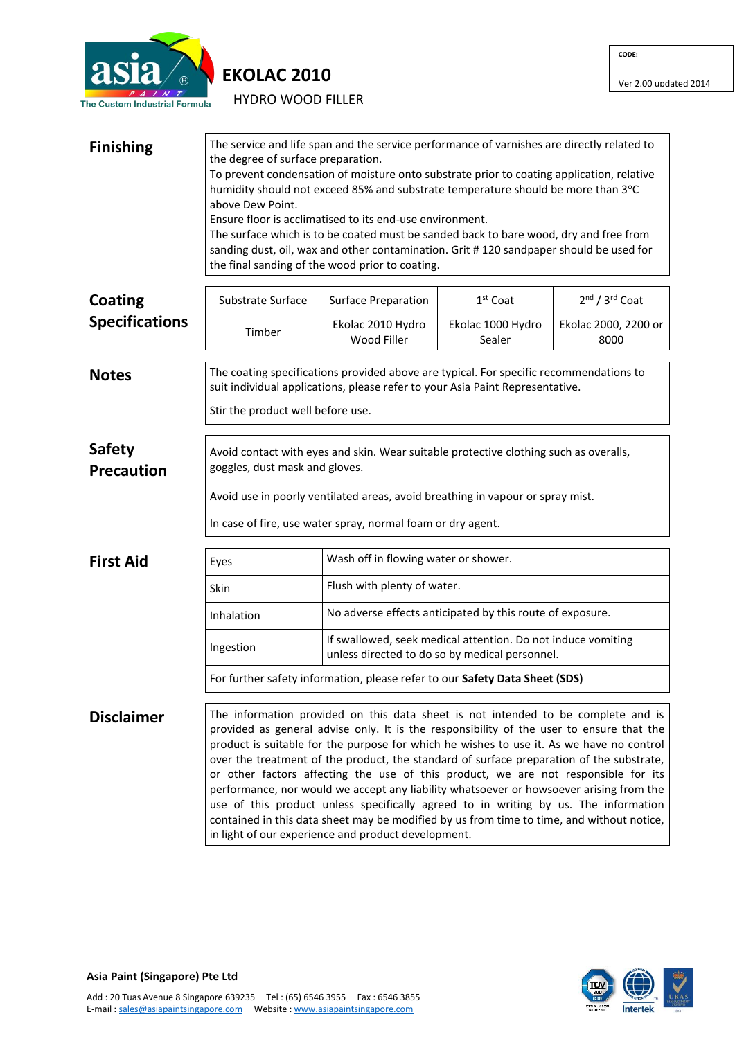# EKOLAC 2010

HYDRO WOOD FILLER

CODE:

Ver 2.00 updated 2014

## Finishing

The service and life span and the service performance of varnishes are directly related to the degree of surface preparation.
To prevent condensation of moisture onto substrate prior to coating application, relative humidity should not exceed 85% and substrate temperature should be more than 3°C above Dew Point.
Ensure floor is acclimatised to its end-use environment.
The surface which is to be coated must be sanded back to bare wood, dry and free from sanding dust, oil, wax and other contamination. Grit # 120 sandpaper should be used for the final sanding of the wood prior to coating.

## Coating Specifications

| Substrate Surface | Surface Preparation | 1st Coat | 2nd / 3rd Coat |
|---|---|---|---|
| Timber | Ekolac 2010 Hydro Wood Filler | Ekolac 1000 Hydro Sealer | Ekolac 2000, 2200 or 8000 |

## Notes

The coating specifications provided above are typical. For specific recommendations to suit individual applications, please refer to your Asia Paint Representative.

Stir the product well before use.

## Safety Precaution

Avoid contact with eyes and skin. Wear suitable protective clothing such as overalls, goggles, dust mask and gloves.

Avoid use in poorly ventilated areas, avoid breathing in vapour or spray mist.

In case of fire, use water spray, normal foam or dry agent.

## First Aid

| | |
|---|---|
| Eyes | Wash off in flowing water or shower. |
| Skin | Flush with plenty of water. |
| Inhalation | No adverse effects anticipated by this route of exposure. |
| Ingestion | If swallowed, seek medical attention. Do not induce vomiting unless directed to do so by medical personnel. |

For further safety information, please refer to our **Safety Data Sheet (SDS)**

## Disclaimer

The information provided on this data sheet is not intended to be complete and is provided as general advise only. It is the responsibility of the user to ensure that the product is suitable for the purpose for which he wishes to use it. As we have no control over the treatment of the product, the standard of surface preparation of the substrate, or other factors affecting the use of this product, we are not responsible for its performance, nor would we accept any liability whatsoever or howsoever arising from the use of this product unless specifically agreed to in writing by us. The information contained in this data sheet may be modified by us from time to time, and without notice, in light of our experience and product development.

**Asia Paint (Singapore) Pte Ltd**

Add : 20 Tuas Avenue 8 Singapore 639235 Tel : (65) 6546 3955 Fax : 6546 3855
E-mail : sales@asiapaintsingapore.com Website : www.asiapaintsingapore.com